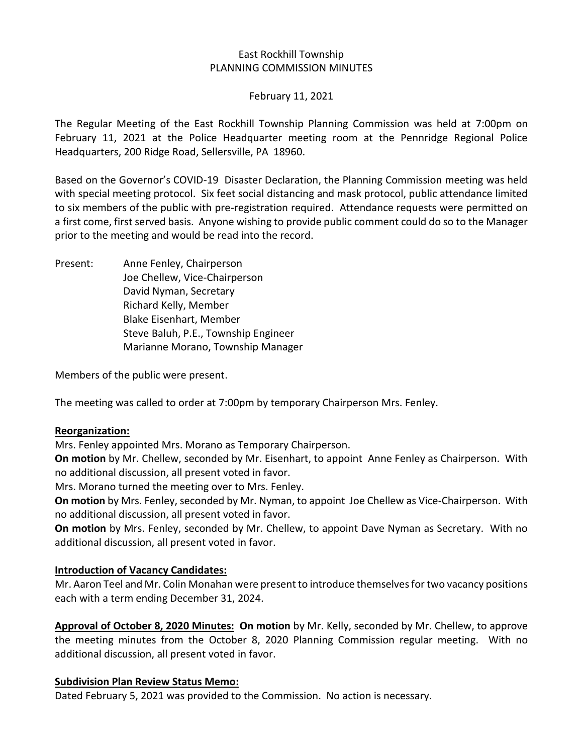East Rockhill Township
PLANNING COMMISSION MINUTES

February 11, 2021

The Regular Meeting of the East Rockhill Township Planning Commission was held at 7:00pm on February 11, 2021 at the Police Headquarter meeting room at the Pennridge Regional Police Headquarters, 200 Ridge Road, Sellersville, PA 18960.

Based on the Governor's COVID-19 Disaster Declaration, the Planning Commission meeting was held with special meeting protocol. Six feet social distancing and mask protocol, public attendance limited to six members of the public with pre-registration required. Attendance requests were permitted on a first come, first served basis. Anyone wishing to provide public comment could do so to the Manager prior to the meeting and would be read into the record.

Present:
- Anne Fenley, Chairperson
- Joe Chellew, Vice-Chairperson
- David Nyman, Secretary
- Richard Kelly, Member
- Blake Eisenhart, Member
- Steve Baluh, P.E., Township Engineer
- Marianne Morano, Township Manager

Members of the public were present.

The meeting was called to order at 7:00pm by temporary Chairperson Mrs. Fenley.

**Reorganization:**

Mrs. Fenley appointed Mrs. Morano as Temporary Chairperson.

**On motion** by Mr. Chellew, seconded by Mr. Eisenhart, to appoint Anne Fenley as Chairperson. With no additional discussion, all present voted in favor.

Mrs. Morano turned the meeting over to Mrs. Fenley.

**On motion** by Mrs. Fenley, seconded by Mr. Nyman, to appoint Joe Chellew as Vice-Chairperson. With no additional discussion, all present voted in favor.

**On motion** by Mrs. Fenley, seconded by Mr. Chellew, to appoint Dave Nyman as Secretary. With no additional discussion, all present voted in favor.

**Introduction of Vacancy Candidates:**

Mr. Aaron Teel and Mr. Colin Monahan were present to introduce themselves for two vacancy positions each with a term ending December 31, 2024.

**Approval of October 8, 2020 Minutes: On motion** by Mr. Kelly, seconded by Mr. Chellew, to approve the meeting minutes from the October 8, 2020 Planning Commission regular meeting. With no additional discussion, all present voted in favor.

**Subdivision Plan Review Status Memo:**

Dated February 5, 2021 was provided to the Commission. No action is necessary.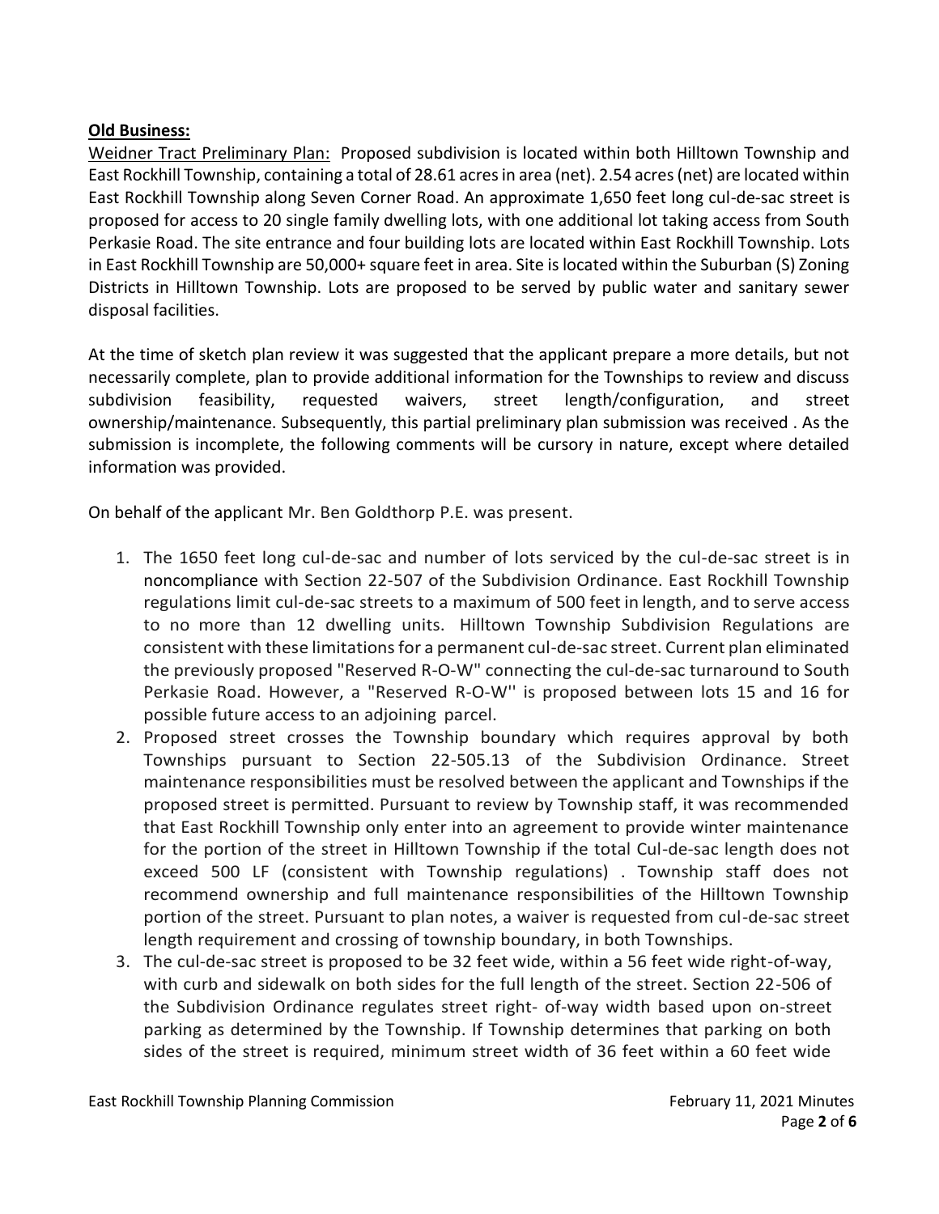**Old Business:**

Weidner Tract Preliminary Plan: Proposed subdivision is located within both Hilltown Township and East Rockhill Township, containing a total of 28.61 acres in area (net). 2.54 acres (net) are located within East Rockhill Township along Seven Corner Road. An approximate 1,650 feet long cul-de-sac street is proposed for access to 20 single family dwelling lots, with one additional lot taking access from South Perkasie Road. The site entrance and four building lots are located within East Rockhill Township. Lots in East Rockhill Township are 50,000+ square feet in area. Site is located within the Suburban (S) Zoning Districts in Hilltown Township. Lots are proposed to be served by public water and sanitary sewer disposal facilities.

At the time of sketch plan review it was suggested that the applicant prepare a more details, but not necessarily complete, plan to provide additional information for the Townships to review and discuss subdivision feasibility, requested waivers, street length/configuration, and street ownership/maintenance. Subsequently, this partial preliminary plan submission was received . As the submission is incomplete, the following comments will be cursory in nature, except where detailed information was provided.

On behalf of the applicant Mr. Ben Goldthorp P.E. was present.

1. The 1650 feet long cul-de-sac and number of lots serviced by the cul-de-sac street is in noncompliance with Section 22-507 of the Subdivision Ordinance. East Rockhill Township regulations limit cul-de-sac streets to a maximum of 500 feet in length, and to serve access to no more than 12 dwelling units. Hilltown Township Subdivision Regulations are consistent with these limitations for a permanent cul-de-sac street. Current plan eliminated the previously proposed "Reserved R-O-W" connecting the cul-de-sac turnaround to South Perkasie Road. However, a "Reserved R-O-W'' is proposed between lots 15 and 16 for possible future access to an adjoining parcel.
2. Proposed street crosses the Township boundary which requires approval by both Townships pursuant to Section 22-505.13 of the Subdivision Ordinance. Street maintenance responsibilities must be resolved between the applicant and Townships if the proposed street is permitted. Pursuant to review by Township staff, it was recommended that East Rockhill Township only enter into an agreement to provide winter maintenance for the portion of the street in Hilltown Township if the total Cul-de-sac length does not exceed 500 LF (consistent with Township regulations) . Township staff does not recommend ownership and full maintenance responsibilities of the Hilltown Township portion of the street. Pursuant to plan notes, a waiver is requested from cul-de-sac street length requirement and crossing of township boundary, in both Townships.
3. The cul-de-sac street is proposed to be 32 feet wide, within a 56 feet wide right-of-way, with curb and sidewalk on both sides for the full length of the street. Section 22-506 of the Subdivision Ordinance regulates street right- of-way width based upon on-street parking as determined by the Township. If Township determines that parking on both sides of the street is required, minimum street width of 36 feet within a 60 feet wide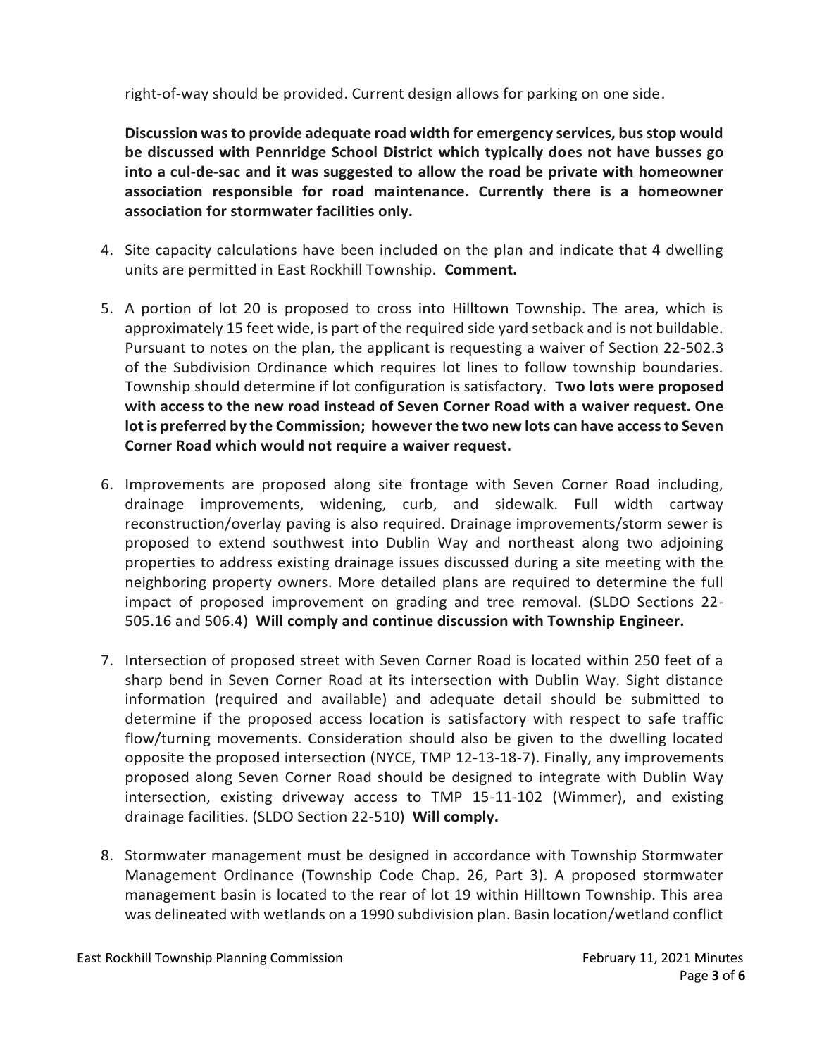right-of-way should be provided. Current design allows for parking on one side.

**Discussion was to provide adequate road width for emergency services, bus stop would be discussed with Pennridge School District which typically does not have busses go into a cul-de-sac and it was suggested to allow the road be private with homeowner association responsible for road maintenance. Currently there is a homeowner association for stormwater facilities only.**

4. Site capacity calculations have been included on the plan and indicate that 4 dwelling units are permitted in East Rockhill Township. **Comment.**

5. A portion of lot 20 is proposed to cross into Hilltown Township. The area, which is approximately 15 feet wide, is part of the required side yard setback and is not buildable. Pursuant to notes on the plan, the applicant is requesting a waiver of Section 22-502.3 of the Subdivision Ordinance which requires lot lines to follow township boundaries. Township should determine if lot configuration is satisfactory. **Two lots were proposed with access to the new road instead of Seven Corner Road with a waiver request. One lot is preferred by the Commission; however the two new lots can have access to Seven Corner Road which would not require a waiver request.**

6. Improvements are proposed along site frontage with Seven Corner Road including, drainage improvements, widening, curb, and sidewalk. Full width cartway reconstruction/overlay paving is also required. Drainage improvements/storm sewer is proposed to extend southwest into Dublin Way and northeast along two adjoining properties to address existing drainage issues discussed during a site meeting with the neighboring property owners. More detailed plans are required to determine the full impact of proposed improvement on grading and tree removal. (SLDO Sections 22-505.16 and 506.4) **Will comply and continue discussion with Township Engineer.**

7. Intersection of proposed street with Seven Corner Road is located within 250 feet of a sharp bend in Seven Corner Road at its intersection with Dublin Way. Sight distance information (required and available) and adequate detail should be submitted to determine if the proposed access location is satisfactory with respect to safe traffic flow/turning movements. Consideration should also be given to the dwelling located opposite the proposed intersection (NYCE, TMP 12-13-18-7). Finally, any improvements proposed along Seven Corner Road should be designed to integrate with Dublin Way intersection, existing driveway access to TMP 15-11-102 (Wimmer), and existing drainage facilities. (SLDO Section 22-510) **Will comply.**

8. Stormwater management must be designed in accordance with Township Stormwater Management Ordinance (Township Code Chap. 26, Part 3). A proposed stormwater management basin is located to the rear of lot 19 within Hilltown Township. This area was delineated with wetlands on a 1990 subdivision plan. Basin location/wetland conflict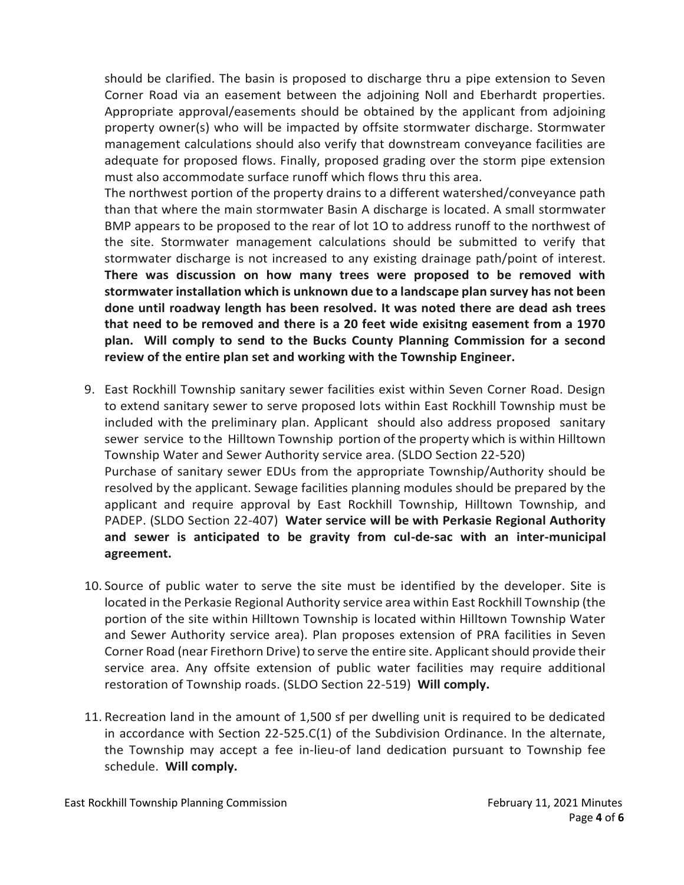should be clarified. The basin is proposed to discharge thru a pipe extension to Seven Corner Road via an easement between the adjoining Noll and Eberhardt properties. Appropriate approval/easements should be obtained by the applicant from adjoining property owner(s) who will be impacted by offsite stormwater discharge. Stormwater management calculations should also verify that downstream conveyance facilities are adequate for proposed flows. Finally, proposed grading over the storm pipe extension must also accommodate surface runoff which flows thru this area.

The northwest portion of the property drains to a different watershed/conveyance path than that where the main stormwater Basin A discharge is located. A small stormwater BMP appears to be proposed to the rear of lot 1O to address runoff to the northwest of the site. Stormwater management calculations should be submitted to verify that stormwater discharge is not increased to any existing drainage path/point of interest. **There was discussion on how many trees were proposed to be removed with stormwater installation which is unknown due to a landscape plan survey has not been done until roadway length has been resolved. It was noted there are dead ash trees that need to be removed and there is a 20 feet wide exisitng easement from a 1970 plan. Will comply to send to the Bucks County Planning Commission for a second review of the entire plan set and working with the Township Engineer.**

9. East Rockhill Township sanitary sewer facilities exist within Seven Corner Road. Design to extend sanitary sewer to serve proposed lots within East Rockhill Township must be included with the preliminary plan. Applicant should also address proposed sanitary sewer service to the Hilltown Township portion of the property which is within Hilltown Township Water and Sewer Authority service area. (SLDO Section 22-520)

   Purchase of sanitary sewer EDUs from the appropriate Township/Authority should be resolved by the applicant. Sewage facilities planning modules should be prepared by the applicant and require approval by East Rockhill Township, Hilltown Township, and PADEP. (SLDO Section 22-407) **Water service will be with Perkasie Regional Authority and sewer is anticipated to be gravity from cul-de-sac with an inter-municipal agreement.**

10. Source of public water to serve the site must be identified by the developer. Site is located in the Perkasie Regional Authority service area within East Rockhill Township (the portion of the site within Hilltown Township is located within Hilltown Township Water and Sewer Authority service area). Plan proposes extension of PRA facilities in Seven Corner Road (near Firethorn Drive) to serve the entire site. Applicant should provide their service area. Any offsite extension of public water facilities may require additional restoration of Township roads. (SLDO Section 22-519) **Will comply.**

11. Recreation land in the amount of 1,500 sf per dwelling unit is required to be dedicated in accordance with Section 22-525.C(1) of the Subdivision Ordinance. In the alternate, the Township may accept a fee in-lieu-of land dedication pursuant to Township fee schedule. **Will comply.**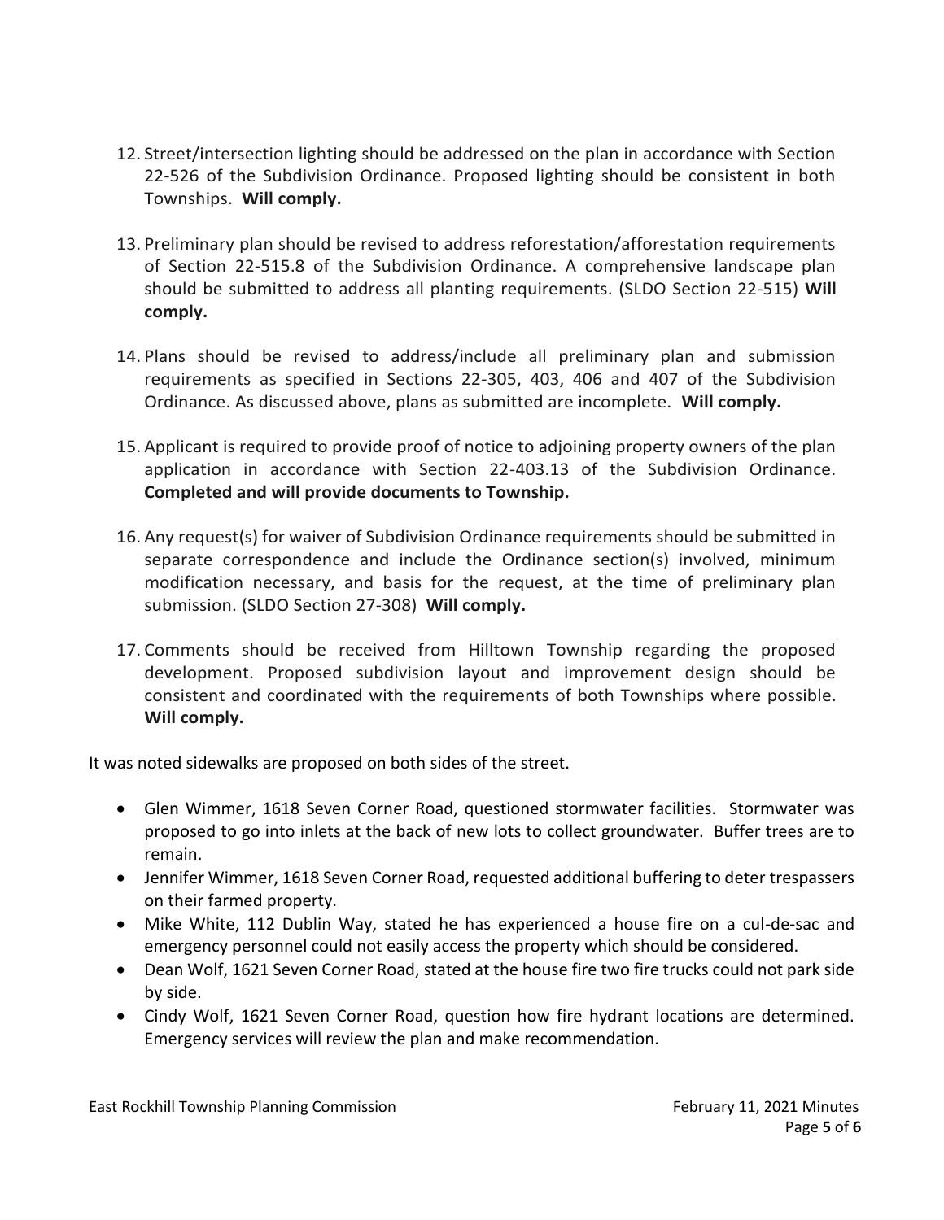12. Street/intersection lighting should be addressed on the plan in accordance with Section 22-526 of the Subdivision Ordinance. Proposed lighting should be consistent in both Townships. **Will comply.**

13. Preliminary plan should be revised to address reforestation/afforestation requirements of Section 22-515.8 of the Subdivision Ordinance. A comprehensive landscape plan should be submitted to address all planting requirements. (SLDO Section 22-515) **Will comply.**

14. Plans should be revised to address/include all preliminary plan and submission requirements as specified in Sections 22-305, 403, 406 and 407 of the Subdivision Ordinance. As discussed above, plans as submitted are incomplete. **Will comply.**

15. Applicant is required to provide proof of notice to adjoining property owners of the plan application in accordance with Section 22-403.13 of the Subdivision Ordinance. **Completed and will provide documents to Township.**

16. Any request(s) for waiver of Subdivision Ordinance requirements should be submitted in separate correspondence and include the Ordinance section(s) involved, minimum modification necessary, and basis for the request, at the time of preliminary plan submission. (SLDO Section 27-308) **Will comply.**

17. Comments should be received from Hilltown Township regarding the proposed development. Proposed subdivision layout and improvement design should be consistent and coordinated with the requirements of both Townships where possible. **Will comply.**

It was noted sidewalks are proposed on both sides of the street.

- Glen Wimmer, 1618 Seven Corner Road, questioned stormwater facilities. Stormwater was proposed to go into inlets at the back of new lots to collect groundwater. Buffer trees are to remain.
- Jennifer Wimmer, 1618 Seven Corner Road, requested additional buffering to deter trespassers on their farmed property.
- Mike White, 112 Dublin Way, stated he has experienced a house fire on a cul-de-sac and emergency personnel could not easily access the property which should be considered.
- Dean Wolf, 1621 Seven Corner Road, stated at the house fire two fire trucks could not park side by side.
- Cindy Wolf, 1621 Seven Corner Road, question how fire hydrant locations are determined. Emergency services will review the plan and make recommendation.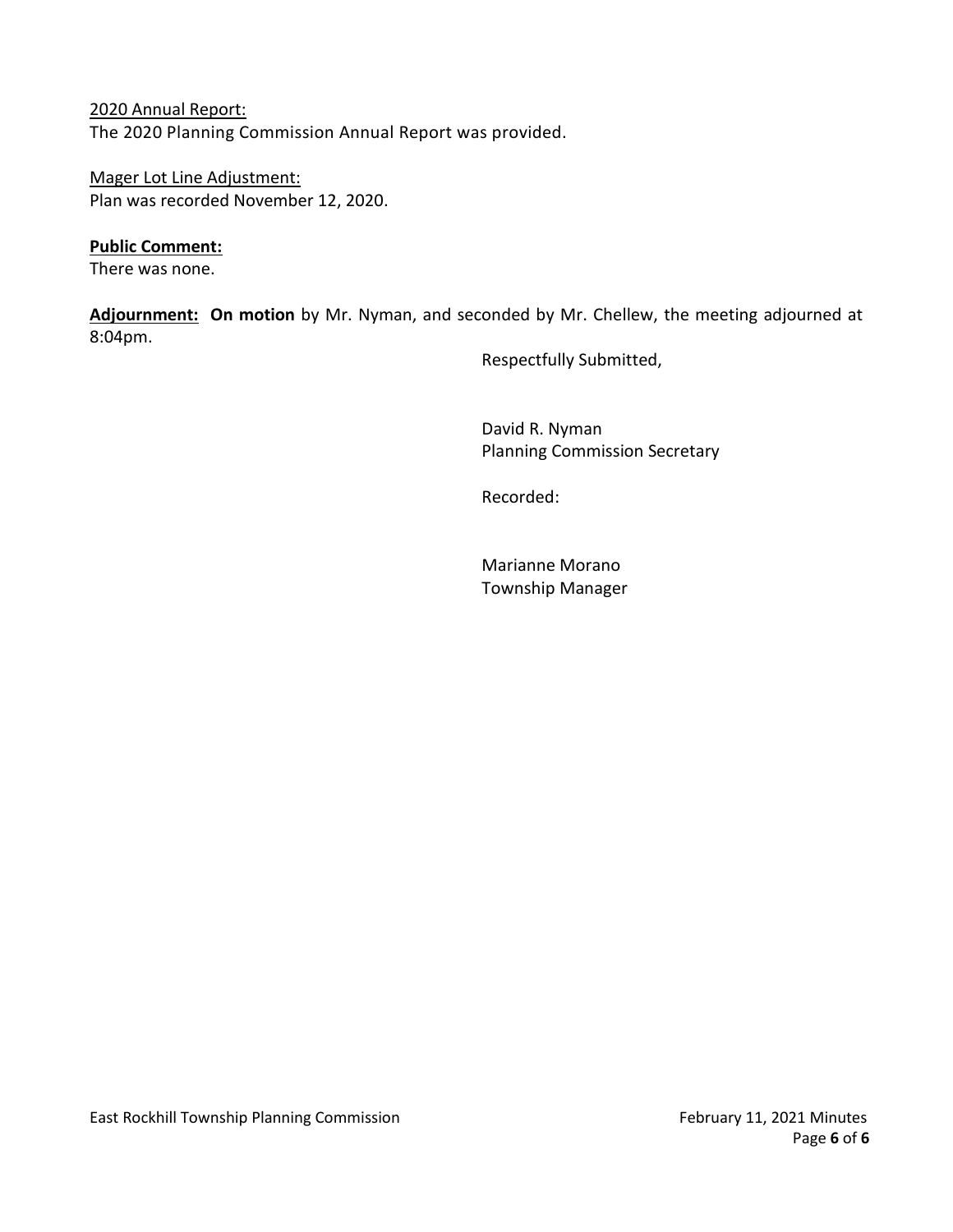2020 Annual Report:
The 2020 Planning Commission Annual Report was provided.

Mager Lot Line Adjustment:
Plan was recorded November 12, 2020.

**Public Comment:**
There was none.

**Adjournment:** **On motion** by Mr. Nyman, and seconded by Mr. Chellew, the meeting adjourned at 8:04pm.

Respectfully Submitted,

David R. Nyman
Planning Commission Secretary

Recorded:

Marianne Morano
Township Manager